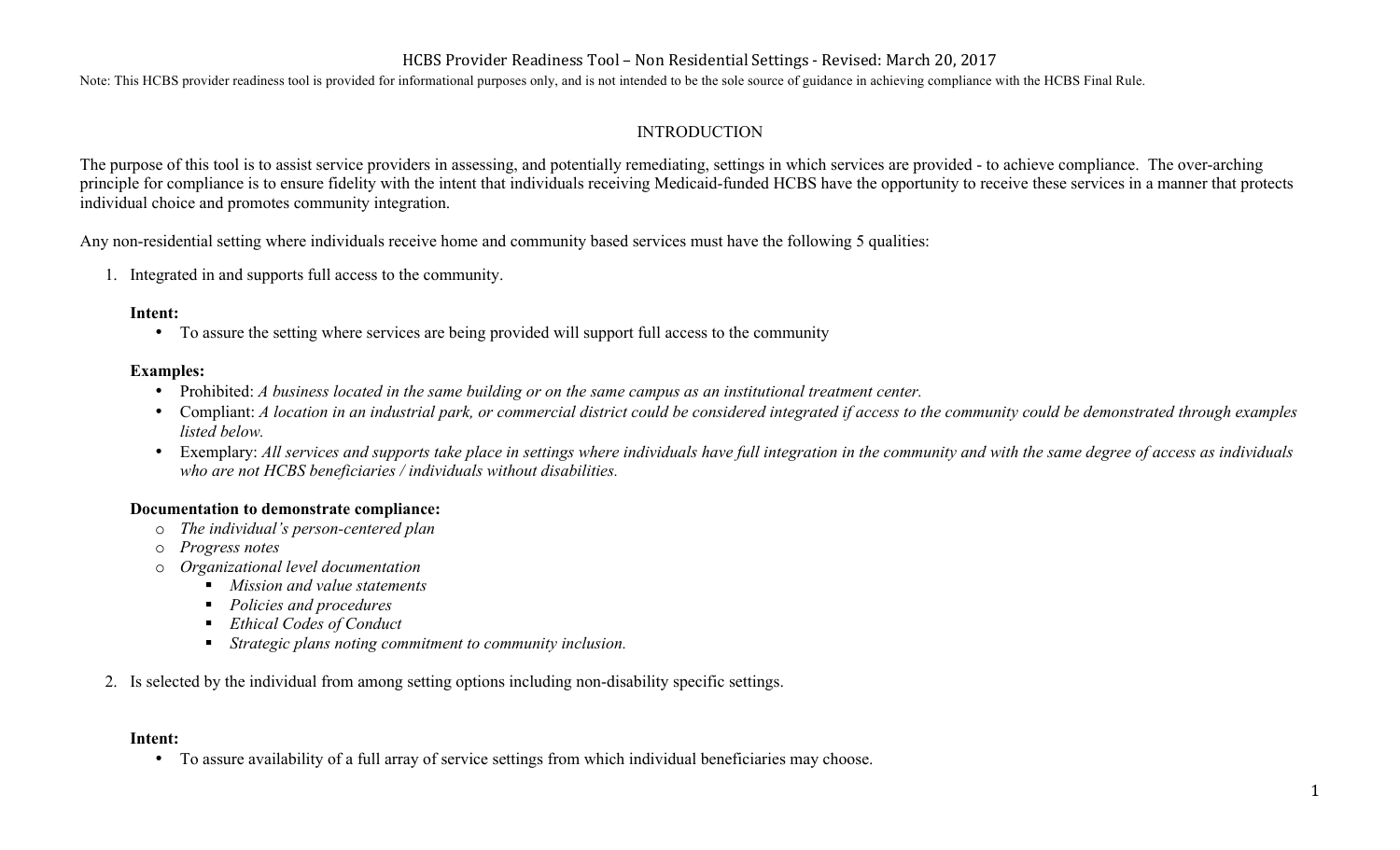# HCBS Provider Readiness Tool – Non Residential Settings - Revised: March 20, 2017

Note: This HCBS provider readiness tool is provided for informational purposes only, and is not intended to be the sole source of guidance in achieving compliance with the HCBS Final Rule.

## INTRODUCTION

The purpose of this tool is to assist service providers in assessing, and potentially remediating, settings in which services are provided - to achieve compliance. The over-arching principle for compliance is to ensure fidelity with the intent that individuals receiving Medicaid-funded HCBS have the opportunity to receive these services in a manner that protects individual choice and promotes community integration.

Any non-residential setting where individuals receive home and community based services must have the following 5 qualities:

1. Integrated in and supports full access to the community.

   **Intent:**
   - To assure the setting where services are being provided will support full access to the community

   **Examples:**
   - Prohibited: *A business located in the same building or on the same campus as an institutional treatment center.*
   - Compliant: *A location in an industrial park, or commercial district could be considered integrated if access to the community could be demonstrated through examples listed below.*
   - Exemplary: *All services and supports take place in settings where individuals have full integration in the community and with the same degree of access as individuals who are not HCBS beneficiaries / individuals without disabilities.*

   **Documentation to demonstrate compliance:**
   - *The individual's person-centered plan*
   - *Progress notes*
   - *Organizational level documentation*
     - *Mission and value statements*
     - *Policies and procedures*
     - *Ethical Codes of Conduct*
     - *Strategic plans noting commitment to community inclusion.*

2. Is selected by the individual from among setting options including non-disability specific settings.

   **Intent:**
   - To assure availability of a full array of service settings from which individual beneficiaries may choose.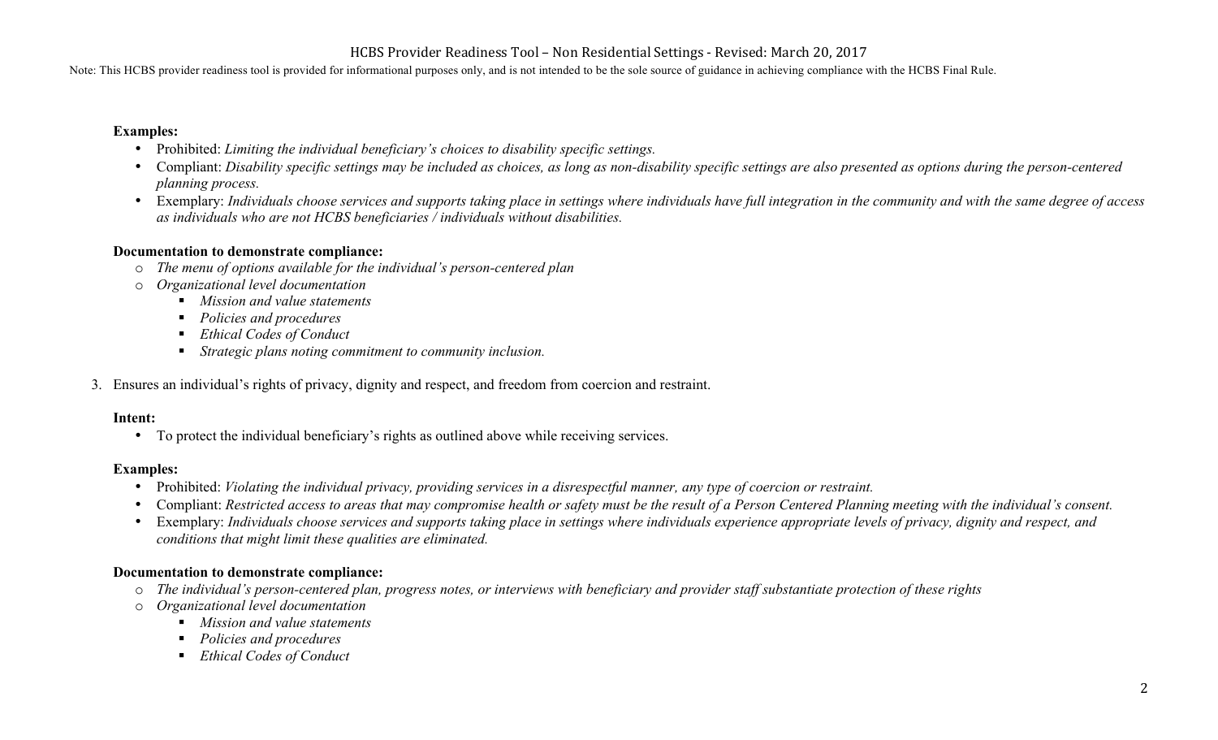**Examples:**

- Prohibited: *Limiting the individual beneficiary's choices to disability specific settings.*
- Compliant: *Disability specific settings may be included as choices, as long as non-disability specific settings are also presented as options during the person-centered planning process.*
- Exemplary: *Individuals choose services and supports taking place in settings where individuals have full integration in the community and with the same degree of access as individuals who are not HCBS beneficiaries / individuals without disabilities.*

**Documentation to demonstrate compliance:**

- *The menu of options available for the individual's person-centered plan*
- *Organizational level documentation*
  - *Mission and value statements*
  - *Policies and procedures*
  - *Ethical Codes of Conduct*
  - *Strategic plans noting commitment to community inclusion.*

3. Ensures an individual's rights of privacy, dignity and respect, and freedom from coercion and restraint.

**Intent:**

- To protect the individual beneficiary's rights as outlined above while receiving services.

**Examples:**

- Prohibited: *Violating the individual privacy, providing services in a disrespectful manner, any type of coercion or restraint.*
- Compliant: *Restricted access to areas that may compromise health or safety must be the result of a Person Centered Planning meeting with the individual's consent.*
- Exemplary: *Individuals choose services and supports taking place in settings where individuals experience appropriate levels of privacy, dignity and respect, and conditions that might limit these qualities are eliminated.*

**Documentation to demonstrate compliance:**

- *The individual's person-centered plan, progress notes, or interviews with beneficiary and provider staff substantiate protection of these rights*
- *Organizational level documentation*
  - *Mission and value statements*
  - *Policies and procedures*
  - *Ethical Codes of Conduct*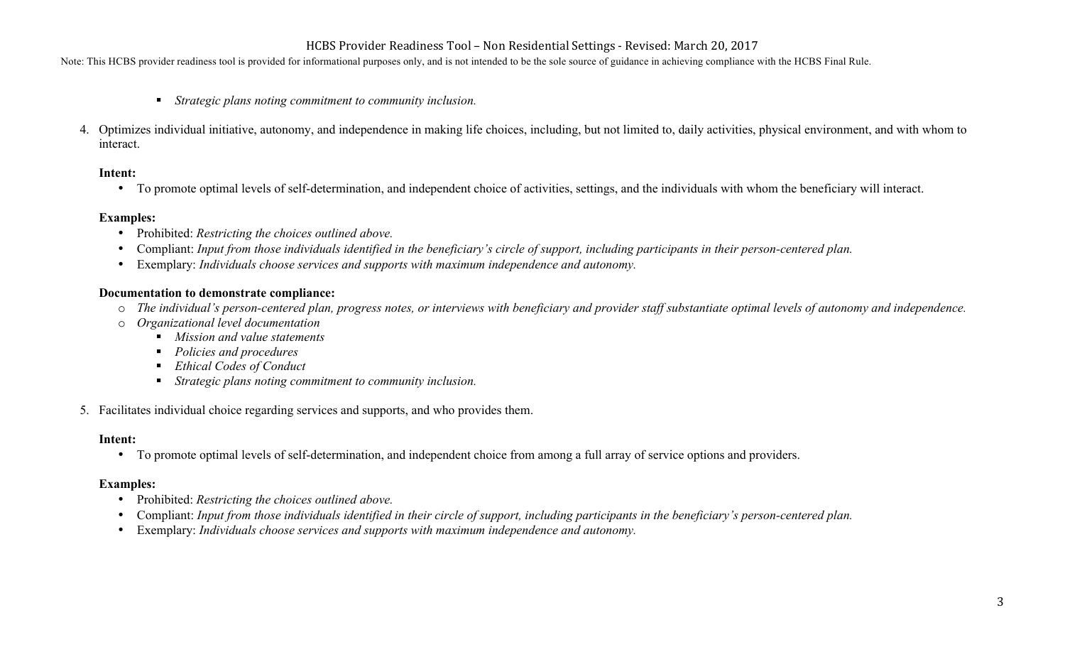- *Strategic plans noting commitment to community inclusion.*

4. Optimizes individual initiative, autonomy, and independence in making life choices, including, but not limited to, daily activities, physical environment, and with whom to interact.

**Intent:**

- To promote optimal levels of self-determination, and independent choice of activities, settings, and the individuals with whom the beneficiary will interact.

**Examples:**

- Prohibited: *Restricting the choices outlined above.*
- Compliant: *Input from those individuals identified in the beneficiary's circle of support, including participants in their person-centered plan.*
- Exemplary: *Individuals choose services and supports with maximum independence and autonomy.*

**Documentation to demonstrate compliance:**

- *The individual's person-centered plan, progress notes, or interviews with beneficiary and provider staff substantiate optimal levels of autonomy and independence.*
- *Organizational level documentation*
  - *Mission and value statements*
  - *Policies and procedures*
  - *Ethical Codes of Conduct*
  - *Strategic plans noting commitment to community inclusion.*

5. Facilitates individual choice regarding services and supports, and who provides them.

**Intent:**

- To promote optimal levels of self-determination, and independent choice from among a full array of service options and providers.

**Examples:**

- Prohibited: *Restricting the choices outlined above.*
- Compliant: *Input from those individuals identified in their circle of support, including participants in the beneficiary's person-centered plan.*
- Exemplary: *Individuals choose services and supports with maximum independence and autonomy.*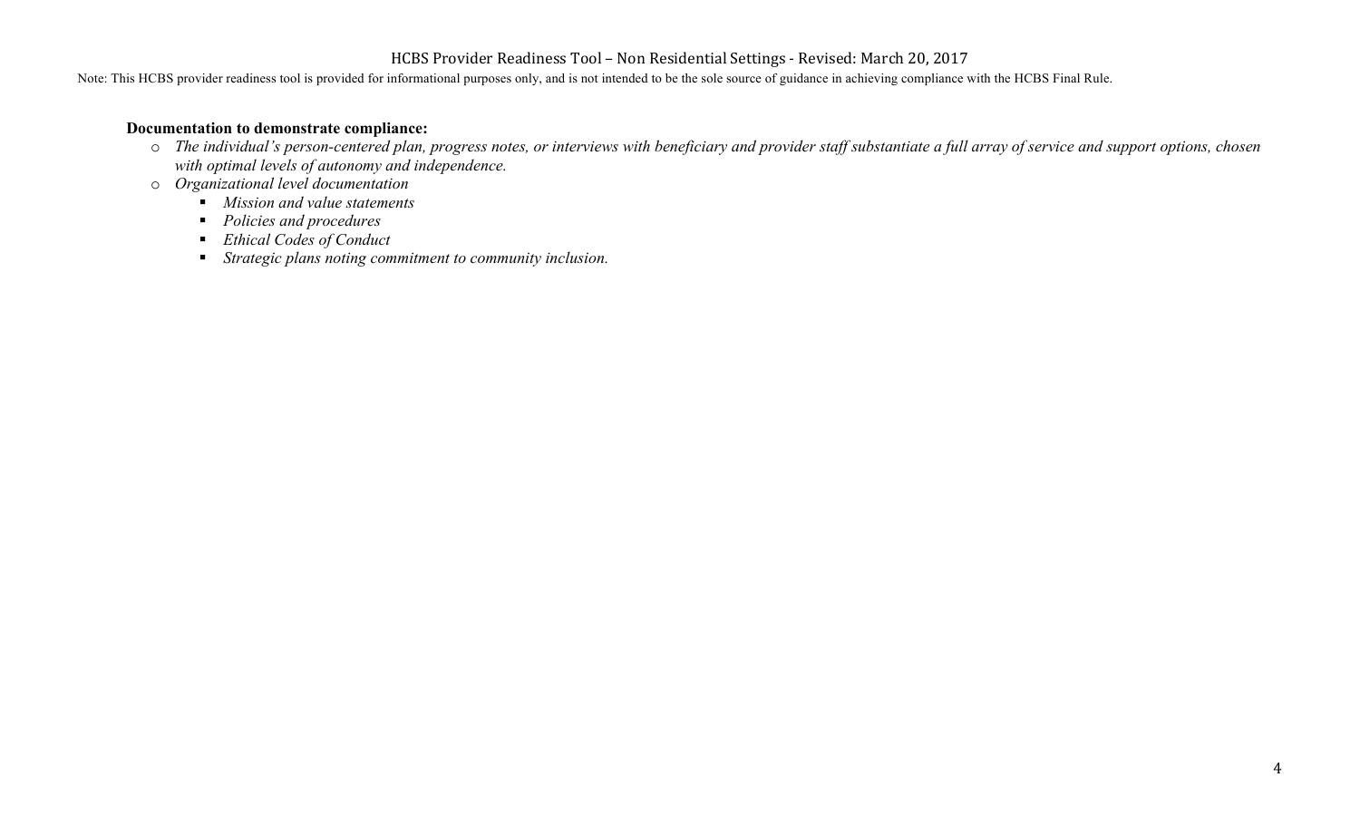**Documentation to demonstrate compliance:**

- *The individual's person-centered plan, progress notes, or interviews with beneficiary and provider staff substantiate a full array of service and support options, chosen with optimal levels of autonomy and independence.*
- *Organizational level documentation*
  - *Mission and value statements*
  - *Policies and procedures*
  - *Ethical Codes of Conduct*
  - *Strategic plans noting commitment to community inclusion.*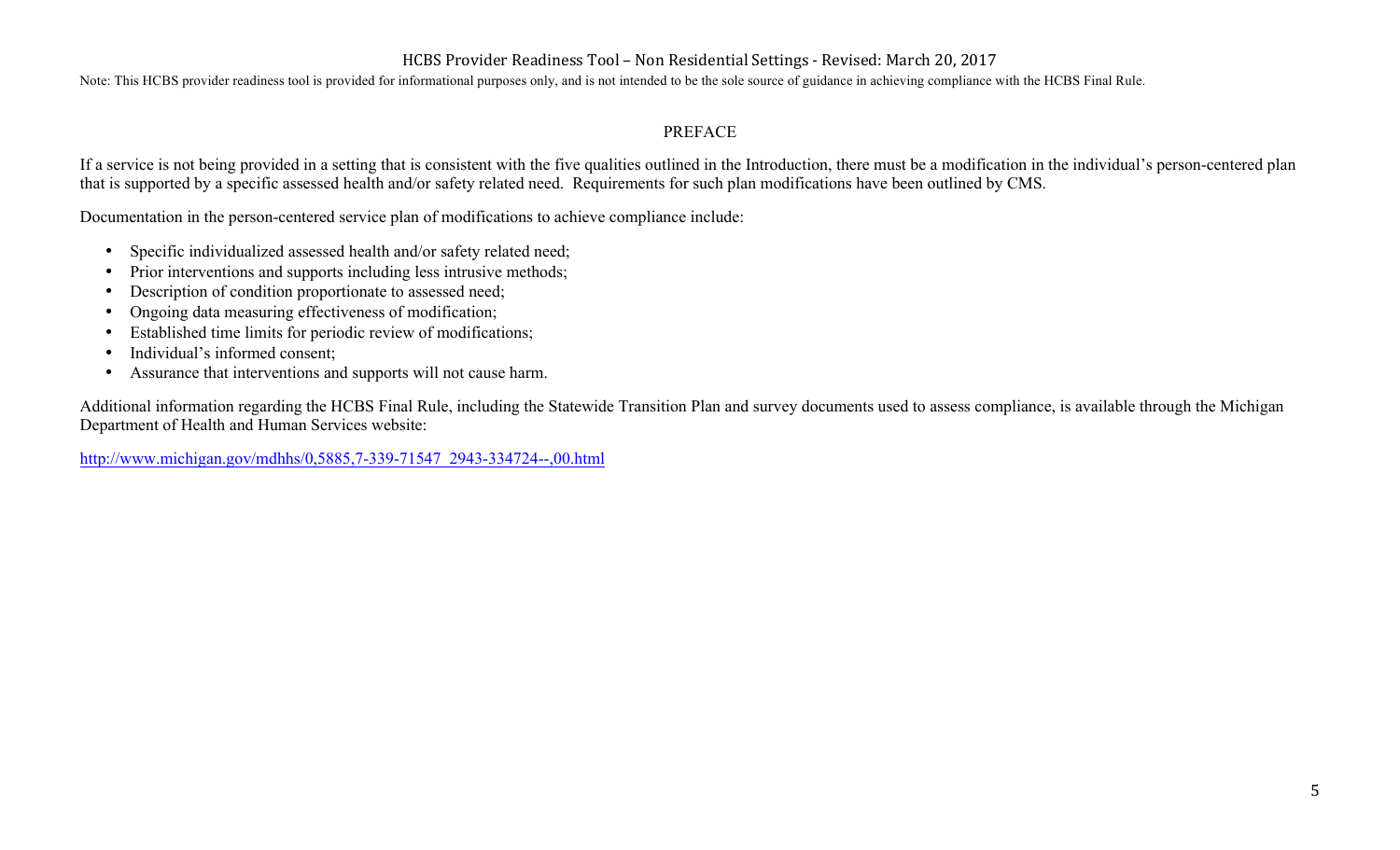## PREFACE

If a service is not being provided in a setting that is consistent with the five qualities outlined in the Introduction, there must be a modification in the individual's person-centered plan that is supported by a specific assessed health and/or safety related need. Requirements for such plan modifications have been outlined by CMS.

Documentation in the person-centered service plan of modifications to achieve compliance include:

- Specific individualized assessed health and/or safety related need;
- Prior interventions and supports including less intrusive methods;
- Description of condition proportionate to assessed need;
- Ongoing data measuring effectiveness of modification;
- Established time limits for periodic review of modifications;
- Individual's informed consent;
- Assurance that interventions and supports will not cause harm.

Additional information regarding the HCBS Final Rule, including the Statewide Transition Plan and survey documents used to assess compliance, is available through the Michigan Department of Health and Human Services website:

http://www.michigan.gov/mdhhs/0,5885,7-339-71547_2943-334724--,00.html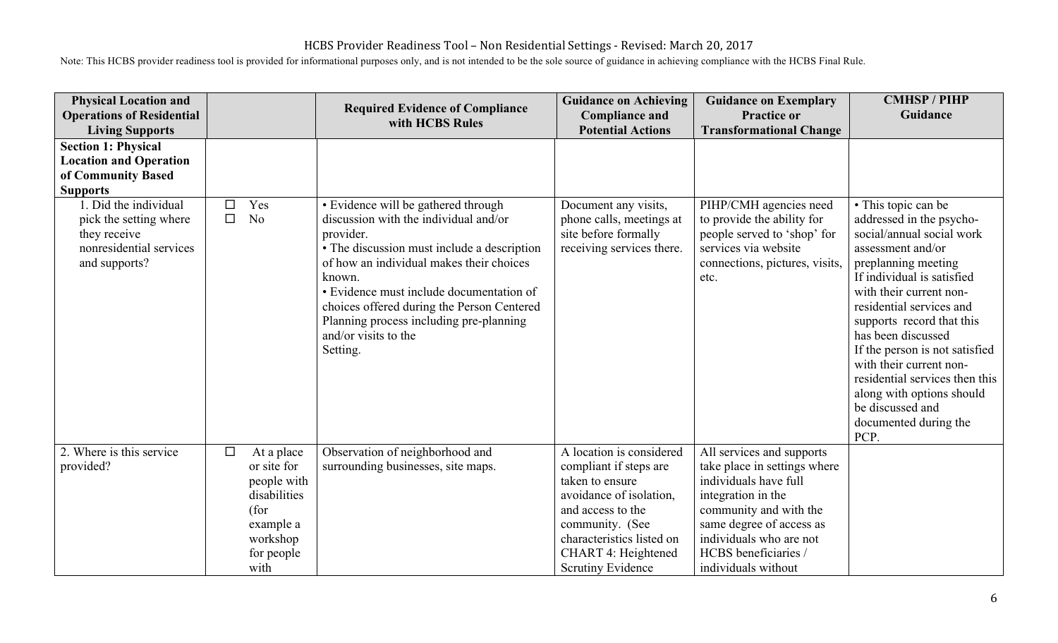HCBS Provider Readiness Tool – Non Residential Settings - Revised: March 20, 2017

Note: This HCBS provider readiness tool is provided for informational purposes only, and is not intended to be the sole source of guidance in achieving compliance with the HCBS Final Rule.

| Physical Location and Operations of Residential Living Supports | | Required Evidence of Compliance with HCBS Rules | Guidance on Achieving Compliance and Potential Actions | Guidance on Exemplary Practice or Transformational Change | CMHSP / PIHP Guidance |
|---|---|---|---|---|---|
| **Section 1: Physical Location and Operation of Community Based Supports** | | | | | |
| 1. Did the individual pick the setting where they receive nonresidential services and supports? | ☐ Yes<br>☐ No | • Evidence will be gathered through discussion with the individual and/or provider.<br>• The discussion must include a description of how an individual makes their choices known.<br>• Evidence must include documentation of choices offered during the Person Centered Planning process including pre-planning and/or visits to the Setting. | Document any visits, phone calls, meetings at site before formally receiving services there. | PIHP/CMH agencies need to provide the ability for people served to 'shop' for services via website connections, pictures, visits, etc. | • This topic can be addressed in the psycho-social/annual social work assessment and/or preplanning meeting<br>If individual is satisfied with their current non-residential services and supports record that this has been discussed<br>If the person is not satisfied with their current non-residential services then this along with options should be discussed and documented during the PCP. |
| 2. Where is this service provided? | ☐ At a place or site for people with disabilities (for example a workshop for people with | Observation of neighborhood and surrounding businesses, site maps. | A location is considered compliant if steps are taken to ensure avoidance of isolation, and access to the community. (See characteristics listed on CHART 4: Heightened Scrutiny Evidence | All services and supports take place in settings where individuals have full integration in the community and with the same degree of access as individuals who are not HCBS beneficiaries / individuals without | |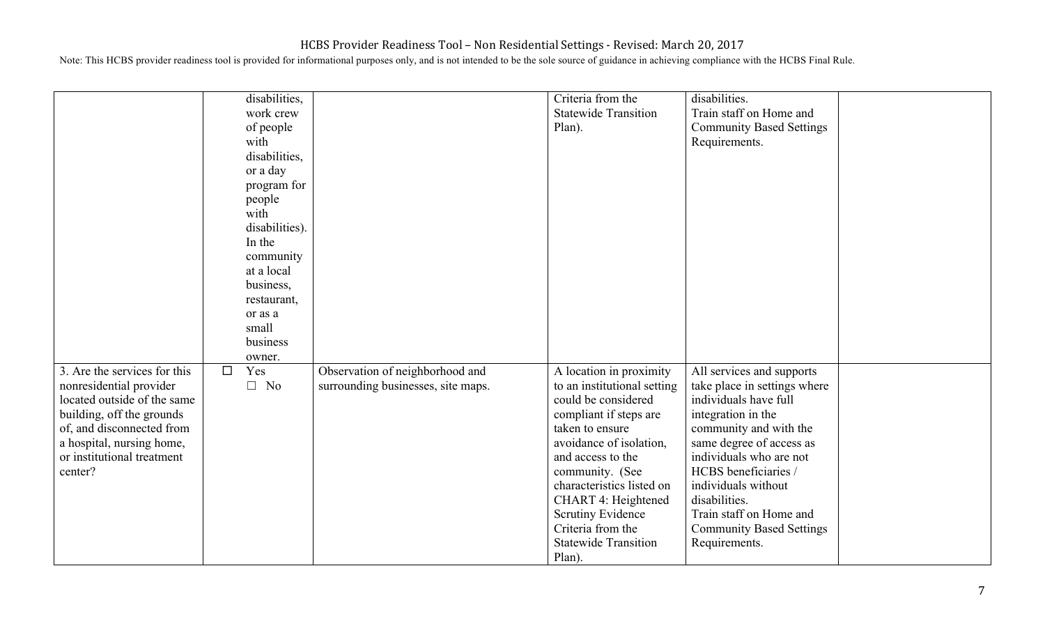Note: This HCBS provider readiness tool is provided for informational purposes only, and is not intended to be the sole source of guidance in achieving compliance with the HCBS Final Rule.

| | | | | | |
|---|---|---|---|---|---|
| | disabilities, work crew of people with disabilities, or a day program for people with disabilities). In the community at a local business, restaurant, or as a small business owner. | | Criteria from the Statewide Transition Plan). | disabilities. Train staff on Home and Community Based Settings Requirements. | |
| 3. Are the services for this nonresidential provider located outside of the same building, off the grounds of, and disconnected from a hospital, nursing home, or institutional treatment center? | ☐ Yes ☐ No | Observation of neighborhood and surrounding businesses, site maps. | A location in proximity to an institutional setting could be considered compliant if steps are taken to ensure avoidance of isolation, and access to the community. (See characteristics listed on CHART 4: Heightened Scrutiny Evidence Criteria from the Statewide Transition Plan). | All services and supports take place in settings where individuals have full integration in the community and with the same degree of access as individuals who are not HCBS beneficiaries / individuals without disabilities. Train staff on Home and Community Based Settings Requirements. | |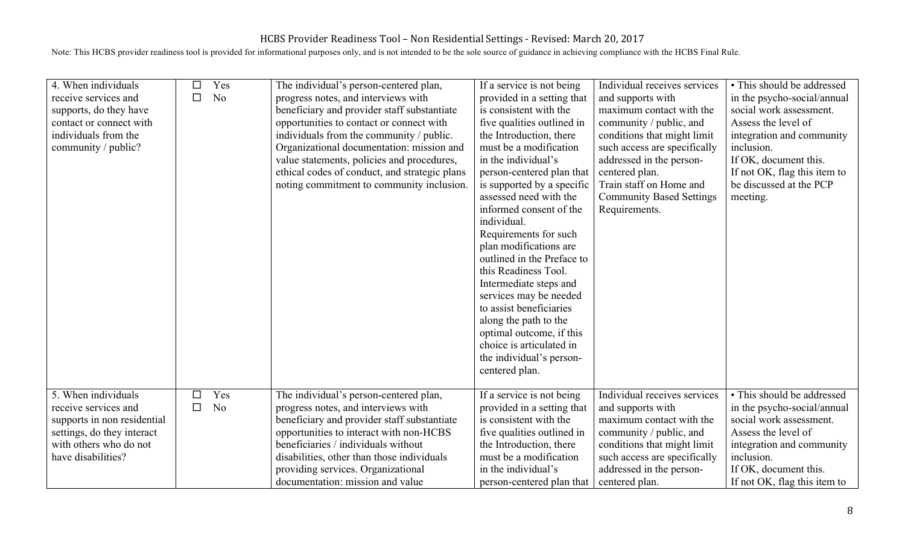| | | | | | |
|---|---|---|---|---|---|
| 4. When individuals receive services and supports, do they have contact or connect with individuals from the community / public? | ☐ Yes<br>☐ No | The individual's person-centered plan, progress notes, and interviews with beneficiary and provider staff substantiate opportunities to contact or connect with individuals from the community / public. Organizational documentation: mission and value statements, policies and procedures, ethical codes of conduct, and strategic plans noting commitment to community inclusion. | If a service is not being provided in a setting that is consistent with the five qualities outlined in the Introduction, there must be a modification in the individual's person-centered plan that is supported by a specific assessed need with the informed consent of the individual. Requirements for such plan modifications are outlined in the Preface to this Readiness Tool. Intermediate steps and services may be needed to assist beneficiaries along the path to the optimal outcome, if this choice is articulated in the individual's person-centered plan. | Individual receives services and supports with maximum contact with the community / public, and conditions that might limit such access are specifically addressed in the person-centered plan. Train staff on Home and Community Based Settings Requirements. | • This should be addressed in the psycho-social/annual social work assessment. Assess the level of integration and community inclusion. If OK, document this. If not OK, flag this item to be discussed at the PCP meeting. |
| 5. When individuals receive services and supports in non residential settings, do they interact with others who do not have disabilities? | ☐ Yes<br>☐ No | The individual's person-centered plan, progress notes, and interviews with beneficiary and provider staff substantiate opportunities to interact with non-HCBS beneficiaries / individuals without disabilities, other than those individuals providing services. Organizational documentation: mission and value | If a service is not being provided in a setting that is consistent with the five qualities outlined in the Introduction, there must be a modification in the individual's person-centered plan that | Individual receives services and supports with maximum contact with the community / public, and conditions that might limit such access are specifically addressed in the person-centered plan. | • This should be addressed in the psycho-social/annual social work assessment. Assess the level of integration and community inclusion. If OK, document this. If not OK, flag this item to |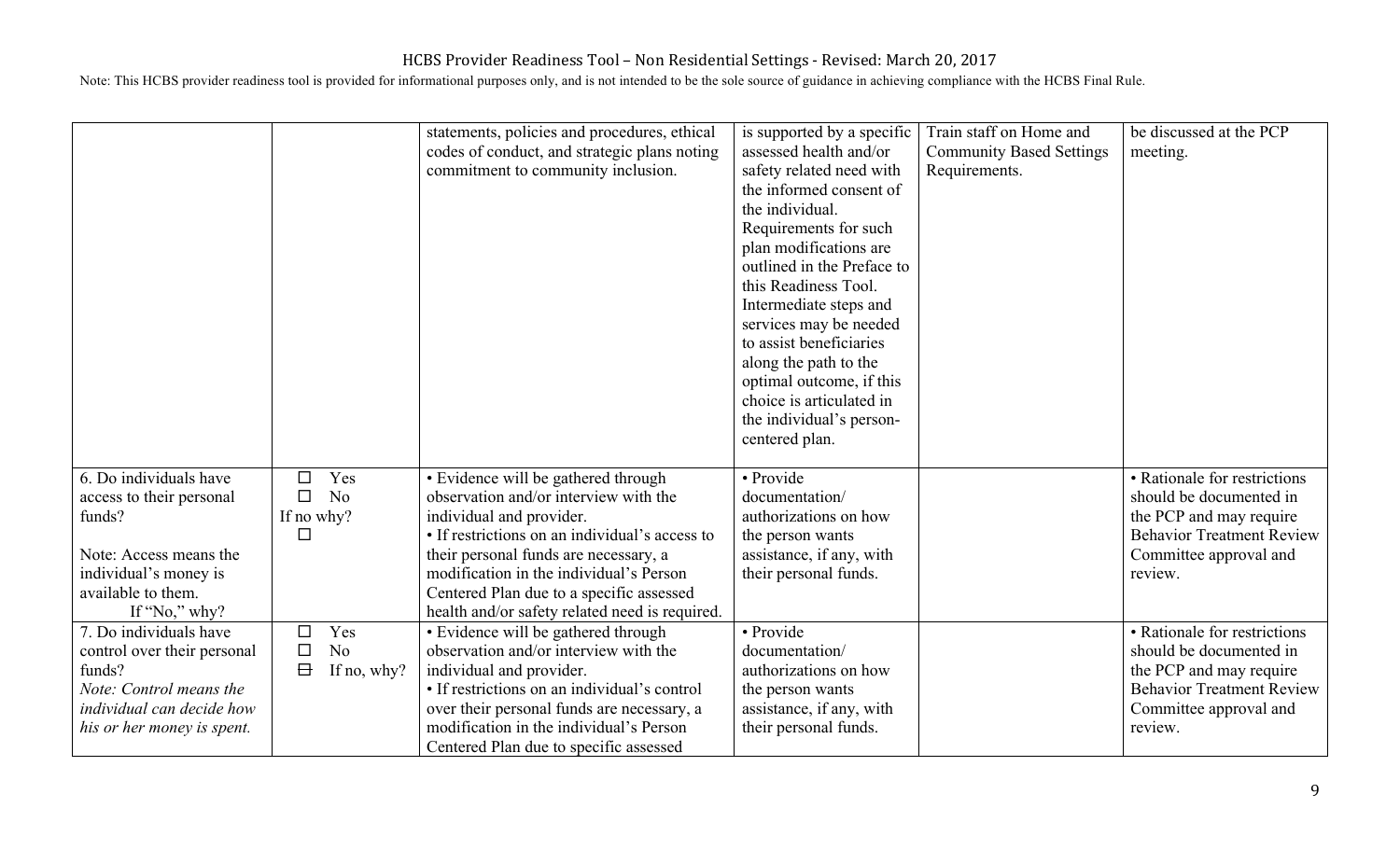Note: This HCBS provider readiness tool is provided for informational purposes only, and is not intended to be the sole source of guidance in achieving compliance with the HCBS Final Rule.

| | | | | | |
|---|---|---|---|---|---|
| | | statements, policies and procedures, ethical codes of conduct, and strategic plans noting commitment to community inclusion. | is supported by a specific assessed health and/or safety related need with the informed consent of the individual. Requirements for such plan modifications are outlined in the Preface to this Readiness Tool. Intermediate steps and services may be needed to assist beneficiaries along the path to the optimal outcome, if this choice is articulated in the individual's person-centered plan. | Train staff on Home and Community Based Settings Requirements. | be discussed at the PCP meeting. |
| 6. Do individuals have access to their personal funds?<br><br>Note: Access means the individual's money is available to them.<br>If "No," why? | ☐ Yes<br>☐ No<br>If no why?<br>☐ | • Evidence will be gathered through observation and/or interview with the individual and provider.<br>• If restrictions on an individual's access to their personal funds are necessary, a modification in the individual's Person Centered Plan due to a specific assessed health and/or safety related need is required. | • Provide documentation/ authorizations on how the person wants assistance, if any, with their personal funds. | | • Rationale for restrictions should be documented in the PCP and may require Behavior Treatment Review Committee approval and review. |
| 7. Do individuals have control over their personal funds?<br>*Note: Control means the individual can decide how his or her money is spent.* | ☐ Yes<br>☐ No<br>☐ If no, why? | • Evidence will be gathered through observation and/or interview with the individual and provider.<br>• If restrictions on an individual's control over their personal funds are necessary, a modification in the individual's Person Centered Plan due to specific assessed | • Provide documentation/ authorizations on how the person wants assistance, if any, with their personal funds. | | • Rationale for restrictions should be documented in the PCP and may require Behavior Treatment Review Committee approval and review. |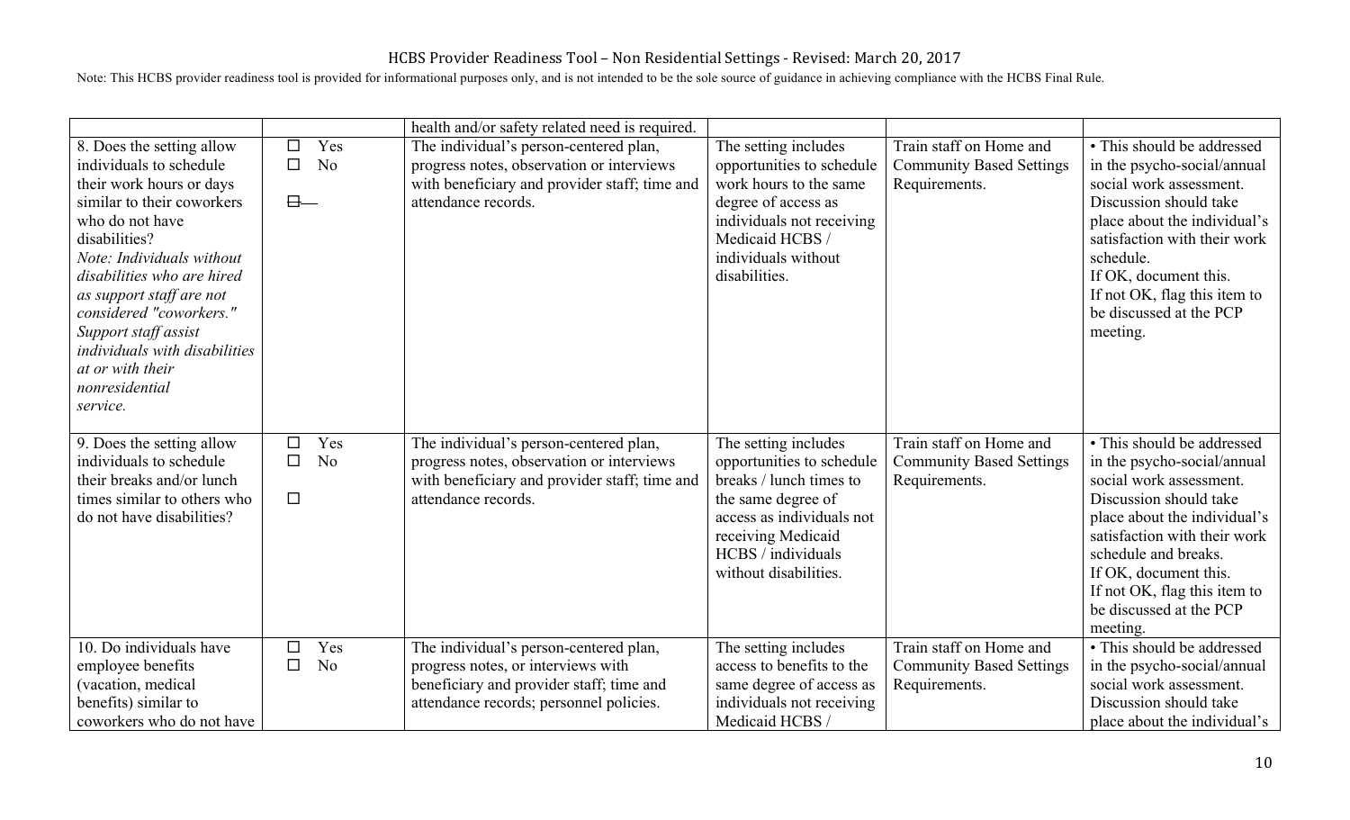Note: This HCBS provider readiness tool is provided for informational purposes only, and is not intended to be the sole source of guidance in achieving compliance with the HCBS Final Rule.

| | | | | | |
|---|---|---|---|---|---|
| | | health and/or safety related need is required. | | | |
| 8. Does the setting allow individuals to schedule their work hours or days similar to their coworkers who do not have disabilities? *Note: Individuals without disabilities who are hired as support staff are not considered "coworkers." Support staff assist individuals with disabilities at or with their nonresidential service.* | ☐ Yes ☐ No ☐ | The individual's person-centered plan, progress notes, observation or interviews with beneficiary and provider staff; time and attendance records. | The setting includes opportunities to schedule work hours to the same degree of access as individuals not receiving Medicaid HCBS / individuals without disabilities. | Train staff on Home and Community Based Settings Requirements. | • This should be addressed in the psycho-social/annual social work assessment. Discussion should take place about the individual's satisfaction with their work schedule. If OK, document this. If not OK, flag this item to be discussed at the PCP meeting. |
| 9. Does the setting allow individuals to schedule their breaks and/or lunch times similar to others who do not have disabilities? | ☐ Yes ☐ No ☐ | The individual's person-centered plan, progress notes, observation or interviews with beneficiary and provider staff; time and attendance records. | The setting includes opportunities to schedule breaks / lunch times to the same degree of access as individuals not receiving Medicaid HCBS / individuals without disabilities. | Train staff on Home and Community Based Settings Requirements. | • This should be addressed in the psycho-social/annual social work assessment. Discussion should take place about the individual's satisfaction with their work schedule and breaks. If OK, document this. If not OK, flag this item to be discussed at the PCP meeting. |
| 10. Do individuals have employee benefits (vacation, medical benefits) similar to coworkers who do not have | ☐ Yes ☐ No | The individual's person-centered plan, progress notes, or interviews with beneficiary and provider staff; time and attendance records; personnel policies. | The setting includes access to benefits to the same degree of access as individuals not receiving Medicaid HCBS / | Train staff on Home and Community Based Settings Requirements. | • This should be addressed in the psycho-social/annual social work assessment. Discussion should take place about the individual's |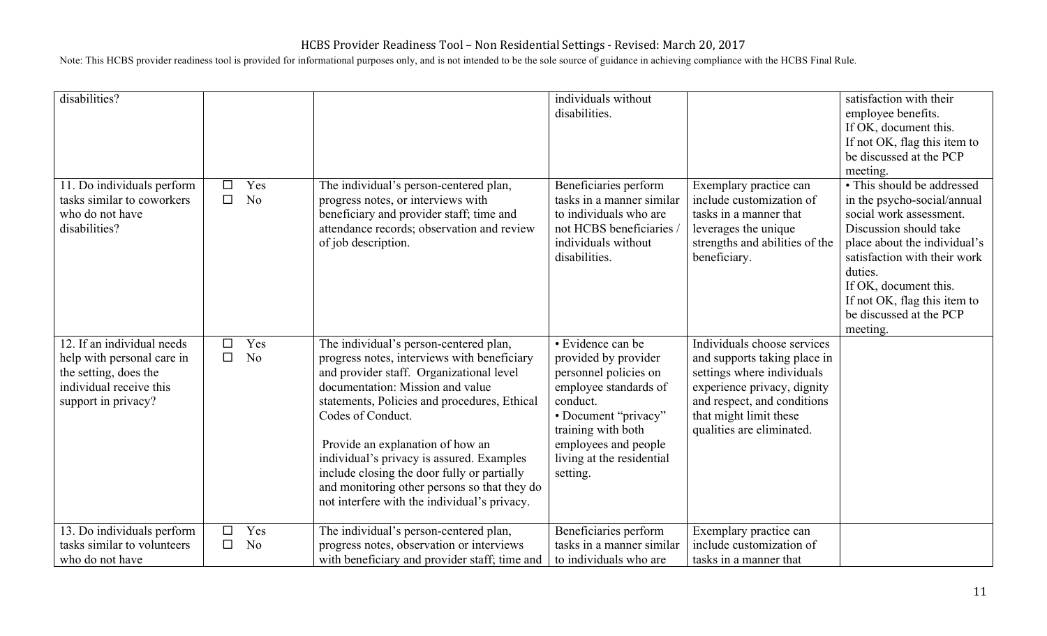| | | | | | |
|---|---|---|---|---|---|
| disabilities? | | | individuals without disabilities. | | satisfaction with their employee benefits. If OK, document this. If not OK, flag this item to be discussed at the PCP meeting. |
| 11. Do individuals perform tasks similar to coworkers who do not have disabilities? | ☐ Yes ☐ No | The individual's person-centered plan, progress notes, or interviews with beneficiary and provider staff; time and attendance records; observation and review of job description. | Beneficiaries perform tasks in a manner similar to individuals who are not HCBS beneficiaries / individuals without disabilities. | Exemplary practice can include customization of tasks in a manner that leverages the unique strengths and abilities of the beneficiary. | • This should be addressed in the psycho-social/annual social work assessment. Discussion should take place about the individual's satisfaction with their work duties. If OK, document this. If not OK, flag this item to be discussed at the PCP meeting. |
| 12. If an individual needs help with personal care in the setting, does the individual receive this support in privacy? | ☐ Yes ☐ No | The individual's person-centered plan, progress notes, interviews with beneficiary and provider staff. Organizational level documentation: Mission and value statements, Policies and procedures, Ethical Codes of Conduct. Provide an explanation of how an individual's privacy is assured. Examples include closing the door fully or partially and monitoring other persons so that they do not interfere with the individual's privacy. | • Evidence can be provided by provider personnel policies on employee standards of conduct. • Document "privacy" training with both employees and people living at the residential setting. | Individuals choose services and supports taking place in settings where individuals experience privacy, dignity and respect, and conditions that might limit these qualities are eliminated. | |
| 13. Do individuals perform tasks similar to volunteers who do not have | ☐ Yes ☐ No | The individual's person-centered plan, progress notes, observation or interviews with beneficiary and provider staff; time and | Beneficiaries perform tasks in a manner similar to individuals who are | Exemplary practice can include customization of tasks in a manner that | |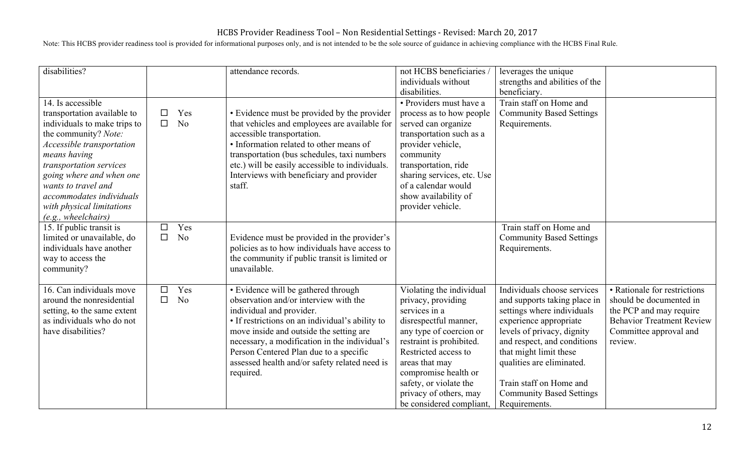| disabilities? | | attendance records. | not HCBS beneficiaries / individuals without disabilities. | leverages the unique strengths and abilities of the beneficiary. | |
|---|---|---|---|---|---|
| 14. Is accessible transportation available to individuals to make trips to the community? *Note: Accessible transportation means having transportation services going where and when one wants to travel and accommodates individuals with physical limitations (e.g., wheelchairs)* | ☐ Yes<br>☐ No | • Evidence must be provided by the provider that vehicles and employees are available for accessible transportation.<br>• Information related to other means of transportation (bus schedules, taxi numbers etc.) will be easily accessible to individuals. Interviews with beneficiary and provider staff. | • Providers must have a process as to how people served can organize transportation such as a provider vehicle, community transportation, ride sharing services, etc. Use of a calendar would show availability of provider vehicle. | Train staff on Home and Community Based Settings Requirements. | |
| 15. If public transit is limited or unavailable, do individuals have another way to access the community? | ☐ Yes<br>☐ No | Evidence must be provided in the provider's policies as to how individuals have access to the community if public transit is limited or unavailable. | | Train staff on Home and Community Based Settings Requirements. | |
| 16. Can individuals move around the nonresidential setting, ~~to~~ the same extent as individuals who do not have disabilities? | ☐ Yes<br>☐ No | • Evidence will be gathered through observation and/or interview with the individual and provider.<br>• If restrictions on an individual's ability to move inside and outside the setting are necessary, a modification in the individual's Person Centered Plan due to a specific assessed health and/or safety related need is required. | Violating the individual privacy, providing services in a disrespectful manner, any type of coercion or restraint is prohibited. Restricted access to areas that may compromise health or safety, or violate the privacy of others, may be considered compliant, | Individuals choose services and supports taking place in settings where individuals experience appropriate levels of privacy, dignity and respect, and conditions that might limit these qualities are eliminated.<br><br>Train staff on Home and Community Based Settings Requirements. | • Rationale for restrictions should be documented in the PCP and may require Behavior Treatment Review Committee approval and review. |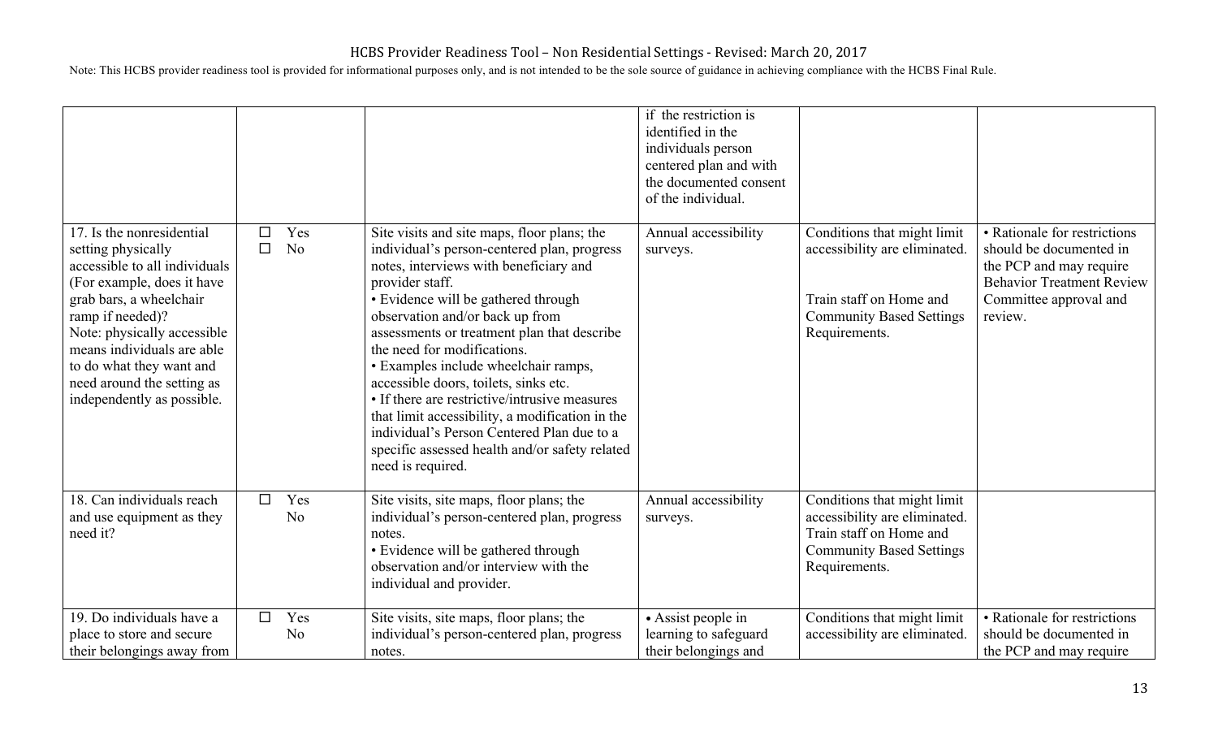| | | | if the restriction is identified in the individuals person centered plan and with the documented consent of the individual. | | |
|---|---|---|---|---|---|
| 17. Is the nonresidential setting physically accessible to all individuals (For example, does it have grab bars, a wheelchair ramp if needed)? Note: physically accessible means individuals are able to do what they want and need around the setting as independently as possible. | ☐ Yes ☐ No | Site visits and site maps, floor plans; the individual's person-centered plan, progress notes, interviews with beneficiary and provider staff. • Evidence will be gathered through observation and/or back up from assessments or treatment plan that describe the need for modifications. • Examples include wheelchair ramps, accessible doors, toilets, sinks etc. • If there are restrictive/intrusive measures that limit accessibility, a modification in the individual's Person Centered Plan due to a specific assessed health and/or safety related need is required. | Annual accessibility surveys. | Conditions that might limit accessibility are eliminated. Train staff on Home and Community Based Settings Requirements. | • Rationale for restrictions should be documented in the PCP and may require Behavior Treatment Review Committee approval and review. |
| 18. Can individuals reach and use equipment as they need it? | ☐ Yes No | Site visits, site maps, floor plans; the individual's person-centered plan, progress notes. • Evidence will be gathered through observation and/or interview with the individual and provider. | Annual accessibility surveys. | Conditions that might limit accessibility are eliminated. Train staff on Home and Community Based Settings Requirements. | |
| 19. Do individuals have a place to store and secure their belongings away from | ☐ Yes No | Site visits, site maps, floor plans; the individual's person-centered plan, progress notes. | • Assist people in learning to safeguard their belongings and | Conditions that might limit accessibility are eliminated. | • Rationale for restrictions should be documented in the PCP and may require |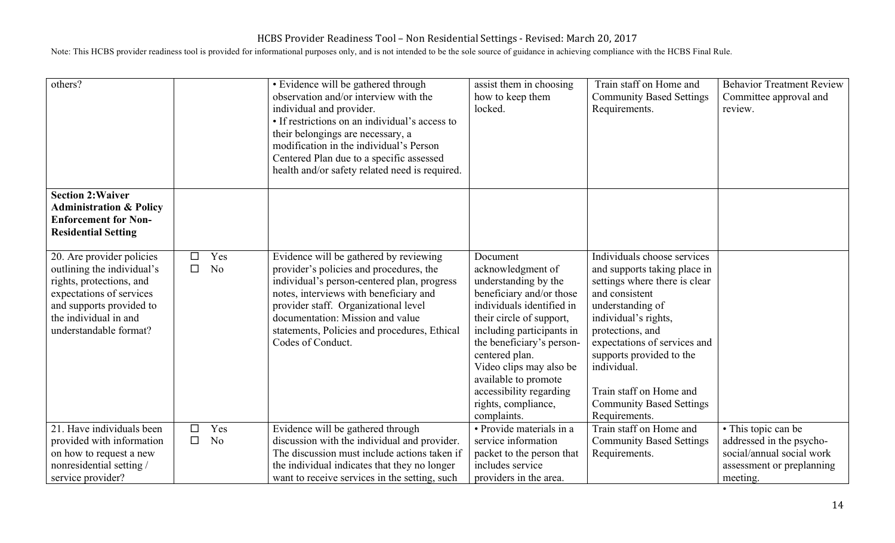HCBS Provider Readiness Tool – Non Residential Settings - Revised: March 20, 2017

Note: This HCBS provider readiness tool is provided for informational purposes only, and is not intended to be the sole source of guidance in achieving compliance with the HCBS Final Rule.

| | | | | | |
|---|---|---|---|---|---|
| others? | | • Evidence will be gathered through observation and/or interview with the individual and provider.<br>• If restrictions on an individual's access to their belongings are necessary, a modification in the individual's Person Centered Plan due to a specific assessed health and/or safety related need is required. | assist them in choosing how to keep them locked. | Train staff on Home and Community Based Settings Requirements. | Behavior Treatment Review Committee approval and review. |
| **Section 2:Waiver Administration & Policy Enforcement for Non-Residential Setting** | | | | | |
| 20. Are provider policies outlining the individual's rights, protections, and expectations of services and supports provided to the individual in and understandable format? | ☐ Yes<br>☐ No | Evidence will be gathered by reviewing provider's policies and procedures, the individual's person-centered plan, progress notes, interviews with beneficiary and provider staff. Organizational level documentation: Mission and value statements, Policies and procedures, Ethical Codes of Conduct. | Document acknowledgment of understanding by the beneficiary and/or those individuals identified in their circle of support, including participants in the beneficiary's person-centered plan.<br>Video clips may also be available to promote accessibility regarding rights, compliance, complaints. | Individuals choose services and supports taking place in settings where there is clear and consistent understanding of individual's rights, protections, and expectations of services and supports provided to the individual.<br><br>Train staff on Home and Community Based Settings Requirements. | |
| 21. Have individuals been provided with information on how to request a new nonresidential setting / service provider? | ☐ Yes<br>☐ No | Evidence will be gathered through discussion with the individual and provider. The discussion must include actions taken if the individual indicates that they no longer want to receive services in the setting, such | • Provide materials in a service information packet to the person that includes service providers in the area. | Train staff on Home and Community Based Settings Requirements. | • This topic can be addressed in the psycho-social/annual social work assessment or preplanning meeting. |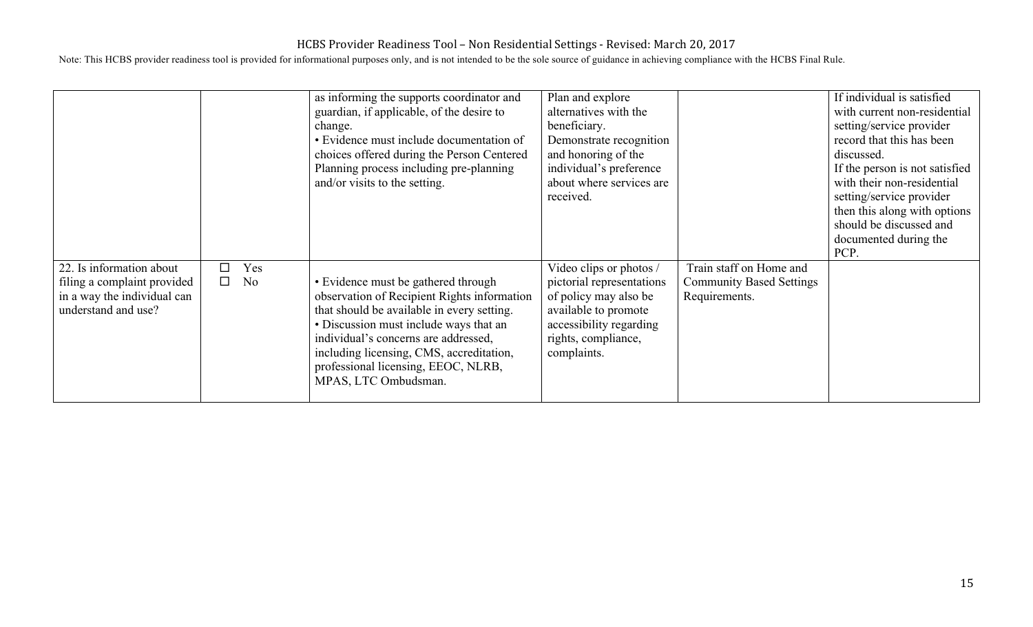| | | | | | |
|---|---|---|---|---|---|
| | | as informing the supports coordinator and guardian, if applicable, of the desire to change.<br>• Evidence must include documentation of choices offered during the Person Centered Planning process including pre-planning and/or visits to the setting. | Plan and explore alternatives with the beneficiary.<br>Demonstrate recognition and honoring of the individual's preference about where services are received. | | If individual is satisfied with current non-residential setting/service provider record that this has been discussed.<br>If the person is not satisfied with their non-residential setting/service provider then this along with options should be discussed and documented during the PCP. |
| 22. Is information about filing a complaint provided in a way the individual can understand and use? | ☐ Yes<br>☐ No | • Evidence must be gathered through observation of Recipient Rights information that should be available in every setting.<br>• Discussion must include ways that an individual's concerns are addressed, including licensing, CMS, accreditation, professional licensing, EEOC, NLRB, MPAS, LTC Ombudsman. | Video clips or photos / pictorial representations of policy may also be available to promote accessibility regarding rights, compliance, complaints. | Train staff on Home and Community Based Settings Requirements. | |